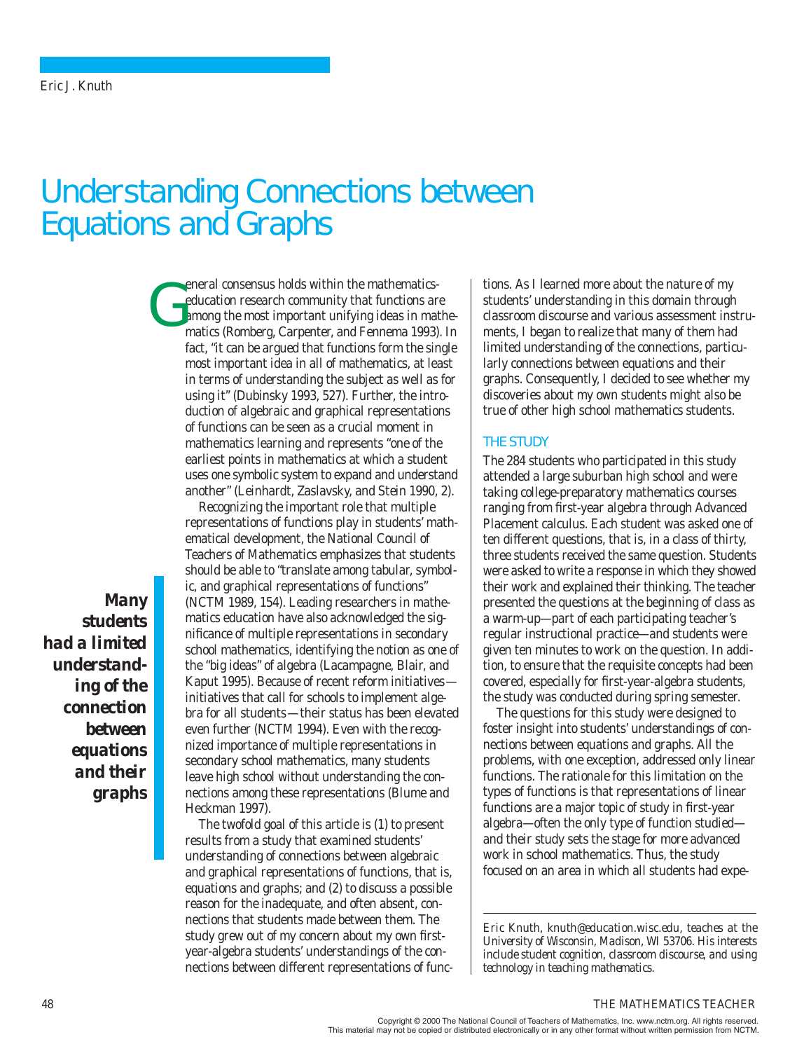Eric J. Knuth

# Understanding Connections between Equations and Graphs

General consensus holds within the mathematics-education research community that functions are among the most important unifying ideas in mathematics (Romberg, Carpenter, and Fennema 1993). In fact, "it can be argued that functions form the single most important idea in all of mathematics, at least in terms of understanding the subject as well as for using it" (Dubinsky 1993, 527). Further, the introduction of algebraic and graphical representations of functions can be seen as a crucial moment in mathematics learning and represents "one of the earliest points in mathematics at which a student uses one symbolic system to expand and understand another" (Leinhardt, Zaslavsky, and Stein 1990, 2).

Recognizing the important role that multiple representations of functions play in students' mathematical development, the National Council of Teachers of Mathematics emphasizes that students should be able to "translate among tabular, symbolic, and graphical representations of functions" (NCTM 1989, 154). Leading researchers in mathematics education have also acknowledged the significance of multiple representations in secondary school mathematics, identifying the notion as one of the "big ideas" of algebra (Lacampagne, Blair, and Kaput 1995). Because of recent reform initiatives—initiatives that call for schools to implement algebra for all students—their status has been elevated even further (NCTM 1994). Even with the recognized importance of multiple representations in secondary school mathematics, many students leave high school without understanding the connections among these representations (Blume and Heckman 1997).

***Many students had a limited understanding of the connection between equations and their graphs***

The twofold goal of this article is (1) to present results from a study that examined students' understanding of connections between algebraic and graphical representations of functions, that is, equations and graphs; and (2) to discuss a possible reason for the inadequate, and often absent, connections that students made between them. The study grew out of my concern about my own first-year-algebra students' understandings of the connections between different representations of functions. As I learned more about the nature of my students' understanding in this domain through classroom discourse and various assessment instruments, I began to realize that many of them had limited understanding of the connections, particularly connections between equations and their graphs. Consequently, I decided to see whether my discoveries about my own students might also be true of other high school mathematics students.

## THE STUDY

The 284 students who participated in this study attended a large suburban high school and were taking college-preparatory mathematics courses ranging from first-year algebra through Advanced Placement calculus. Each student was asked one of ten different questions, that is, in a class of thirty, three students received the same question. Students were asked to write a response in which they showed their work and explained their thinking. The teacher presented the questions at the beginning of class as a warm-up—part of each participating teacher's regular instructional practice—and students were given ten minutes to work on the question. In addition, to ensure that the requisite concepts had been covered, especially for first-year-algebra students, the study was conducted during spring semester.

The questions for this study were designed to foster insight into students' understandings of connections between equations and graphs. All the problems, with one exception, addressed only linear functions. The rationale for this limitation on the types of functions is that representations of linear functions are a major topic of study in first-year algebra—often the only type of function studied—and their study sets the stage for more advanced work in school mathematics. Thus, the study focused on an area in which all students had expe-

*Eric Knuth, knuth@education.wisc.edu, teaches at the University of Wisconsin, Madison, WI 53706. His interests include student cognition, classroom discourse, and using technology in teaching mathematics.*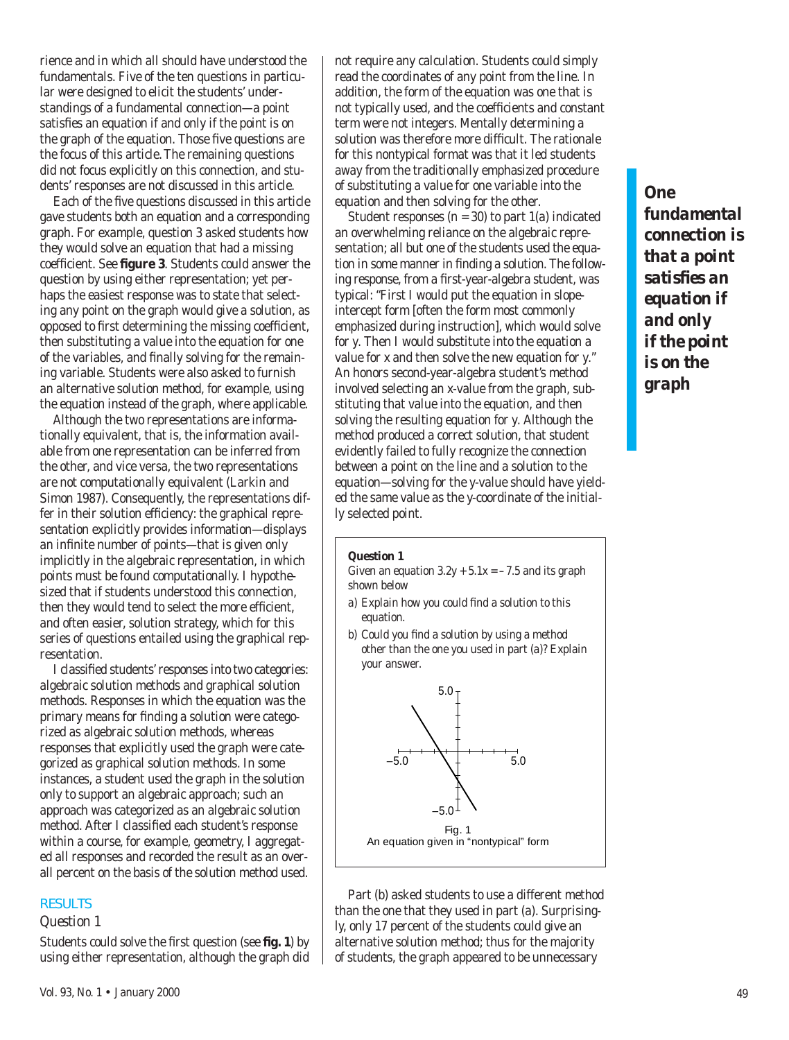rience and in which all should have understood the fundamentals. Five of the ten questions in particular were designed to elicit the students' understandings of a fundamental connection—a point satisfies an equation if and only if the point is on the graph of the equation. Those five questions are the focus of this article. The remaining questions did not focus explicitly on this connection, and students' responses are not discussed in this article.

Each of the five questions discussed in this article gave students both an equation and a corresponding graph. For example, question 3 asked students how they would solve an equation that had a missing coefficient. See **figure 3**. Students could answer the question by using either representation; yet perhaps the easiest response was to state that selecting any point on the graph would give a solution, as opposed to first determining the missing coefficient, then substituting a value into the equation for one of the variables, and finally solving for the remaining variable. Students were also asked to furnish an alternative solution method, for example, using the equation instead of the graph, where applicable.

Although the two representations are informationally equivalent, that is, the information available from one representation can be inferred from the other, and vice versa, the two representations are not computationally equivalent (Larkin and Simon 1987). Consequently, the representations differ in their solution efficiency: the graphical representation explicitly provides information—displays an infinite number of points—that is given only implicitly in the algebraic representation, in which points must be found computationally. I hypothesized that if students understood this connection, then they would tend to select the more efficient, and often easier, solution strategy, which for this series of questions entailed using the graphical representation.

I classified students' responses into two categories: algebraic solution methods and graphical solution methods. Responses in which the equation was the primary means for finding a solution were categorized as algebraic solution methods, whereas responses that explicitly used the graph were categorized as graphical solution methods. In some instances, a student used the graph in the solution only to support an algebraic approach; such an approach was categorized as an algebraic solution method. After I classified each student's response within a course, for example, geometry, I aggregated all responses and recorded the result as an overall percent on the basis of the solution method used.

## RESULTS

### Question 1

Students could solve the first question (see **fig. 1**) by using either representation, although the graph did not require any calculation. Students could simply read the coordinates of any point from the line. In addition, the form of the equation was one that is not typically used, and the coefficients and constant term were not integers. Mentally determining a solution was therefore more difficult. The rationale for this nontypical format was that it led students away from the traditionally emphasized procedure of substituting a value for one variable into the equation and then solving for the other.

Student responses ($n = 30$) to part 1(*a*) indicated an overwhelming reliance on the algebraic representation; all but one of the students used the equation in some manner in finding a solution. The following response, from a first-year-algebra student, was typical: "First I would put the equation in slope-intercept form [often the form most commonly emphasized during instruction], which would solve for y. Then I would substitute into the equation a value for x and then solve the new equation for y." An honors second-year-algebra student's method involved selecting an x-value from the graph, substituting that value into the equation, and then solving the resulting equation for y. Although the method produced a correct solution, that student evidently failed to fully recognize the connection between a point on the line and a solution to the equation—solving for the y-value should have yielded the same value as the y-coordinate of the initially selected point.

***One fundamental connection is that a point satisfies an equation if and only if the point is on the graph***

**Question 1**

*Given an equation $3.2y + 5.1x = -7.5$ and its graph shown below*

*a) Explain how you could find a solution to this equation.*

*b) Could you find a solution by using a method other than the one you used in part (a)? Explain your answer.*

Fig. 1
An equation given in "nontypical" form

Part (*b*) asked students to use a different method than the one that they used in part (*a*). Surprisingly, only 17 percent of the students could give an alternative solution method; thus for the majority of students, the graph appeared to be unnecessary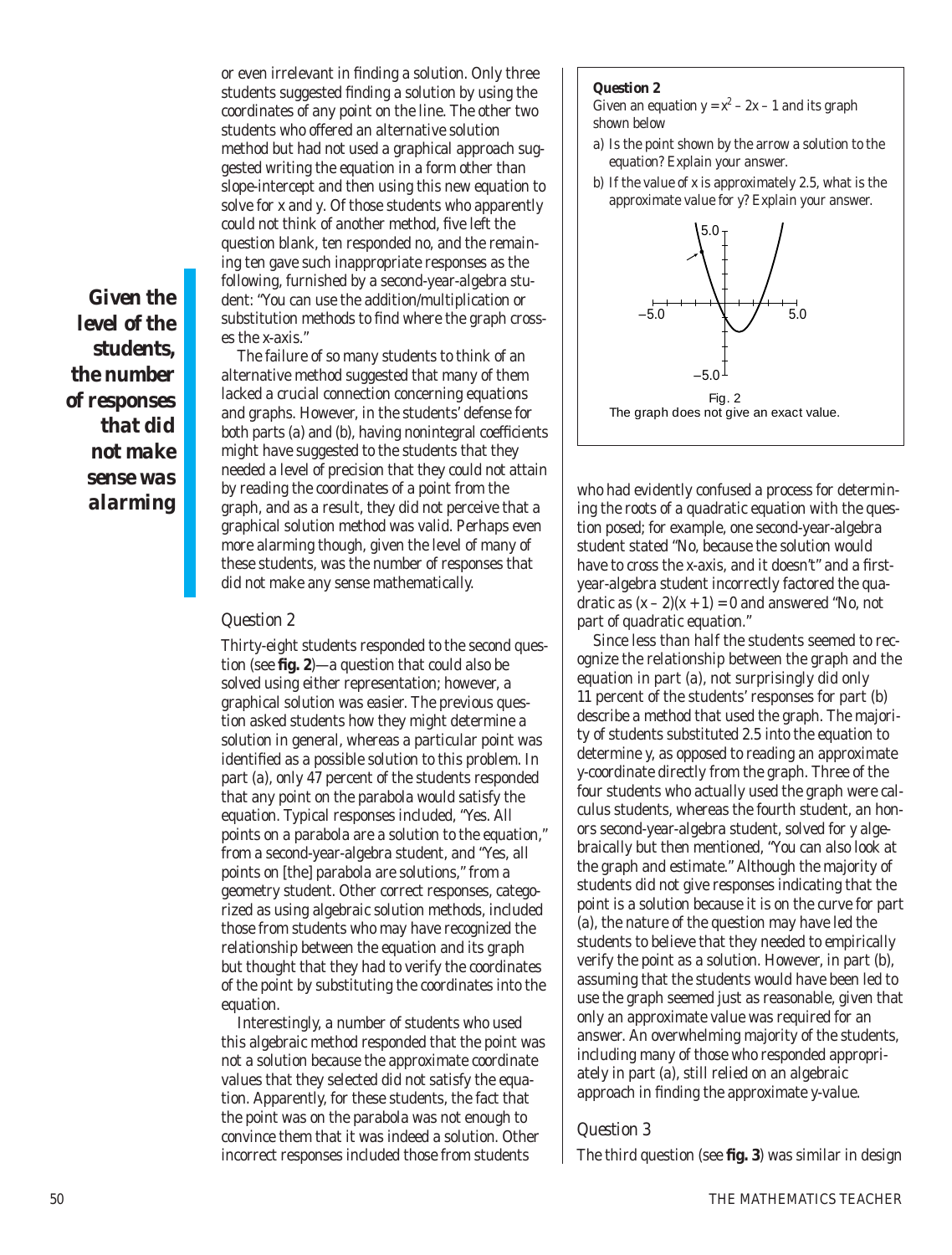or even irrelevant in finding a solution. Only three students suggested finding a solution by using the coordinates of any point on the line. The other two students who offered an alternative solution method but had not used a graphical approach suggested writing the equation in a form other than slope-intercept and then using this new equation to solve for $x$ and $y$. Of those students who apparently could not think of another method, five left the question blank, ten responded no, and the remaining ten gave such inappropriate responses as the following, furnished by a second-year-algebra student: "You can use the addition/multiplication or substitution methods to find where the graph crosses the $x$-axis."

***Given the level of the students, the number of responses that did not make sense was alarming***

The failure of so many students to think of an alternative method suggested that many of them lacked a crucial connection concerning equations and graphs. However, in the students' defense for both parts (a) and (b), having nonintegral coefficients might have suggested to the students that they needed a level of precision that they could not attain by reading the coordinates of a point from the graph, and as a result, they did not perceive that a graphical solution method was valid. Perhaps even more alarming though, given the level of many of these students, was the number of responses that did not make any sense mathematically.

## Question 2

Thirty-eight students responded to the second question (see **fig. 2**)—a question that could also be solved using either representation; however, a graphical solution was easier. The previous question asked students how they might determine a solution in general, whereas a particular point was identified as a possible solution to this problem. In part (a), only 47 percent of the students responded that any point on the parabola would satisfy the equation. Typical responses included, "Yes. All points on a parabola are a solution to the equation," from a second-year-algebra student, and "Yes, all points on [the] parabola are solutions," from a geometry student. Other correct responses, categorized as using algebraic solution methods, included those from students who may have recognized the relationship between the equation and its graph but thought that they had to verify the coordinates of the point by substituting the coordinates into the equation.

Interestingly, a number of students who used this algebraic method responded that the point was not a solution because the approximate coordinate values that they selected did not satisfy the equation. Apparently, for these students, the fact that the point was on the parabola was not enough to convince them that it was indeed a solution. Other incorrect responses included those from students

**Question 2**

Given an equation $y = x^2 - 2x - 1$ and its graph shown below

a) Is the point shown by the arrow a solution to the equation? Explain your answer.

b) If the value of $x$ is approximately 2.5, what is the approximate value for $y$? Explain your answer.

Fig. 2
The graph does not give an exact value.

who had evidently confused a process for determining the roots of a quadratic equation with the question posed; for example, one second-year-algebra student stated "No, because the solution would have to cross the $x$-axis, and it doesn't" and a first-year-algebra student incorrectly factored the quadratic as $(x - 2)(x + 1) = 0$ and answered "No, not part of quadratic equation."

Since less than half the students seemed to recognize the relationship between the graph and the equation in part (a), not surprisingly did only 11 percent of the students' responses for part (b) describe a method that used the graph. The majority of students substituted 2.5 into the equation to determine $y$, as opposed to reading an approximate $y$-coordinate directly from the graph. Three of the four students who actually used the graph were calculus students, whereas the fourth student, an honors second-year-algebra student, solved for $y$ algebraically but then mentioned, "You can also look at the graph and estimate." Although the majority of students did not give responses indicating that the point is a solution because it is on the curve for part (a), the nature of the question may have led the students to believe that they needed to empirically verify the point as a solution. However, in part (b), assuming that the students would have been led to use the graph seemed just as reasonable, given that only an approximate value was required for an answer. An overwhelming majority of the students, including many of those who responded appropriately in part (a), still relied on an algebraic approach in finding the approximate $y$-value.

## Question 3

The third question (see **fig. 3**) was similar in design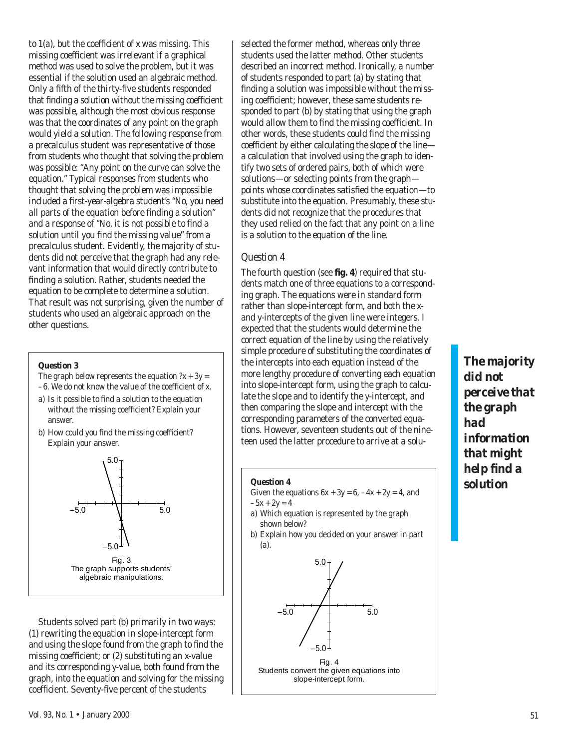to 1(a), but the coefficient of x was missing. This missing coefficient was irrelevant if a graphical method was used to solve the problem, but it was essential if the solution used an algebraic method. Only a fifth of the thirty-five students responded that finding a solution without the missing coefficient was possible, although the most obvious response was that the coordinates of any point on the graph would yield a solution. The following response from a precalculus student was representative of those from students who thought that solving the problem was possible: "Any point on the curve can solve the equation." Typical responses from students who thought that solving the problem was impossible included a first-year-algebra student's "No, you need all parts of the equation before finding a solution" and a response of "No, it is not possible to find a solution until you find the missing value" from a precalculus student. Evidently, the majority of students did not perceive that the graph had any relevant information that would directly contribute to finding a solution. Rather, students needed the equation to be complete to determine a solution. That result was not surprising, given the number of students who used an algebraic approach on the other questions.

**Question 3**

The graph below represents the equation $?x + 3y = -6$. We do not know the value of the coefficient of x.

a) Is it possible to find a solution to the equation without the missing coefficient? Explain your answer.

b) How could you find the missing coefficient? Explain your answer.

Fig. 3
The graph supports students' algebraic manipulations.

Students solved part (b) primarily in two ways: (1) rewriting the equation in slope-intercept form and using the slope found from the graph to find the missing coefficient; or (2) substituting an x-value and its corresponding y-value, both found from the graph, into the equation and solving for the missing coefficient. Seventy-five percent of the students selected the former method, whereas only three students used the latter method. Other students described an incorrect method. Ironically, a number of students responded to part (a) by stating that finding a solution was impossible without the missing coefficient; however, these same students responded to part (b) by stating that using the graph would allow them to find the missing coefficient. In other words, these students could find the missing coefficient by either calculating the slope of the line—a calculation that involved using the graph to identify two sets of ordered pairs, both of which were solutions—or selecting points from the graph—points whose coordinates satisfied the equation—to substitute into the equation. Presumably, these students did not recognize that the procedures that they used relied on the fact that any point on a line is a solution to the equation of the line.

### Question 4

The fourth question (see **fig. 4**) required that students match one of three equations to a corresponding graph. The equations were in standard form rather than slope-intercept form, and both the x- and y-intercepts of the given line were integers. I expected that the students would determine the correct equation of the line by using the relatively simple procedure of substituting the coordinates of the intercepts into each equation instead of the more lengthy procedure of converting each equation into slope-intercept form, using the graph to calculate the slope and to identify the y-intercept, and then comparing the slope and intercept with the corresponding parameters of the converted equations. However, seventeen students out of the nineteen used the latter procedure to arrive at a solu-

**Question 4**

Given the equations $6x + 3y = 6$, $-4x + 2y = 4$, and $-5x + 2y = 4$

a) Which equation is represented by the graph shown below?

b) Explain how you decided on your answer in part (a).

Fig. 4
Students convert the given equations into slope-intercept form.

***The majority did not perceive that the graph had information that might help find a solution***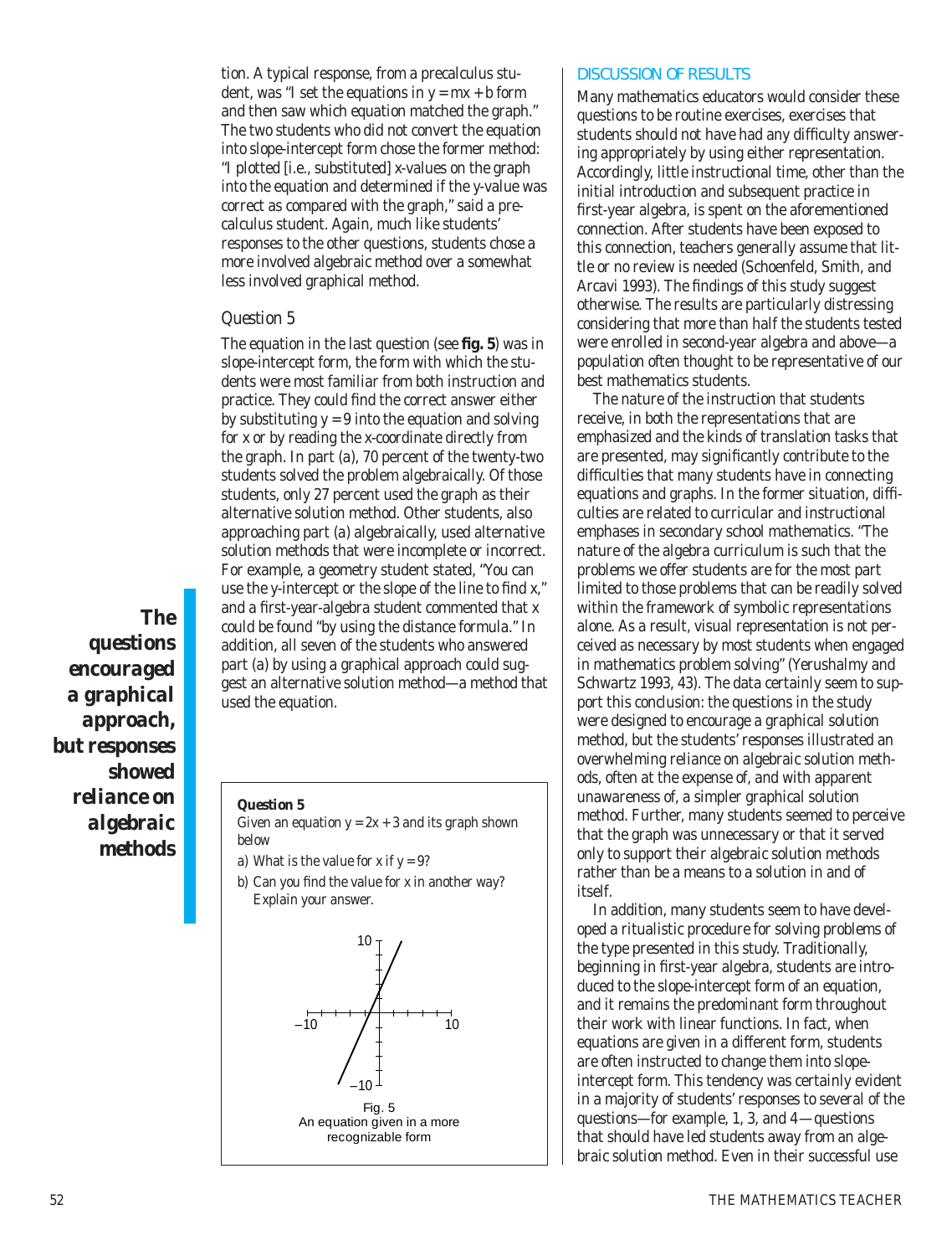tion. A typical response, from a precalculus student, was "I set the equations in $y = mx + b$ form and then saw which equation matched the graph." The two students who did not convert the equation into slope-intercept form chose the former method: "I plotted [i.e., substituted] x-values on the graph into the equation and determined if the y-value was correct as compared with the graph," said a precalculus student. Again, much like students' responses to the other questions, students chose a more involved algebraic method over a somewhat less involved graphical method.

### Question 5

The equation in the last question (see **fig. 5**) was in slope-intercept form, the form with which the students were most familiar from both instruction and practice. They could find the correct answer either by substituting $y = 9$ into the equation and solving for x or by reading the x-coordinate directly from the graph. In part (a), 70 percent of the twenty-two students solved the problem algebraically. Of those students, only 27 percent used the graph as their alternative solution method. Other students, also approaching part (a) algebraically, used alternative solution methods that were incomplete or incorrect. For example, a geometry student stated, "You can use the y-intercept or the slope of the line to find x," and a first-year-algebra student commented that x could be found "by using the distance formula." In addition, all seven of the students who answered part (a) by using a graphical approach could suggest an alternative solution method—a method that used the equation.

***The questions encouraged a graphical approach, but responses showed reliance on algebraic methods***

**Question 5**

Given an equation $y = 2x + 3$ and its graph shown below

a) What is the value for x if $y = 9$?

b) Can you find the value for x in another way? Explain your answer.

Fig. 5
An equation given in a more recognizable form

## DISCUSSION OF RESULTS

Many mathematics educators would consider these questions to be routine exercises, exercises that students should not have had any difficulty answering appropriately by using either representation. Accordingly, little instructional time, other than the initial introduction and subsequent practice in first-year algebra, is spent on the aforementioned connection. After students have been exposed to this connection, teachers generally assume that little or no review is needed (Schoenfeld, Smith, and Arcavi 1993). The findings of this study suggest otherwise. The results are particularly distressing considering that more than half the students tested were enrolled in second-year algebra and above—a population often thought to be representative of our best mathematics students.

The nature of the instruction that students receive, in both the representations that are emphasized and the kinds of translation tasks that are presented, may significantly contribute to the difficulties that many students have in connecting equations and graphs. In the former situation, difficulties are related to curricular and instructional emphases in secondary school mathematics. "The nature of the algebra curriculum is such that the problems we offer students are for the most part limited to those problems that can be readily solved within the framework of symbolic representations alone. As a result, visual representation is not perceived as necessary by most students when engaged in mathematics problem solving" (Yerushalmy and Schwartz 1993, 43). The data certainly seem to support this conclusion: the questions in the study were designed to encourage a graphical solution method, but the students' responses illustrated an overwhelming reliance on algebraic solution methods, often at the expense of, and with apparent unawareness of, a simpler graphical solution method. Further, many students seemed to perceive that the graph was unnecessary or that it served only to support their algebraic solution methods rather than be a means to a solution in and of itself.

In addition, many students seem to have developed a ritualistic procedure for solving problems of the type presented in this study. Traditionally, beginning in first-year algebra, students are introduced to the slope-intercept form of an equation, and it remains the predominant form throughout their work with linear functions. In fact, when equations are given in a different form, students are often instructed to change them into slope-intercept form. This tendency was certainly evident in a majority of students' responses to several of the questions—for example, 1, 3, and 4—questions that should have led students away from an algebraic solution method. Even in their successful use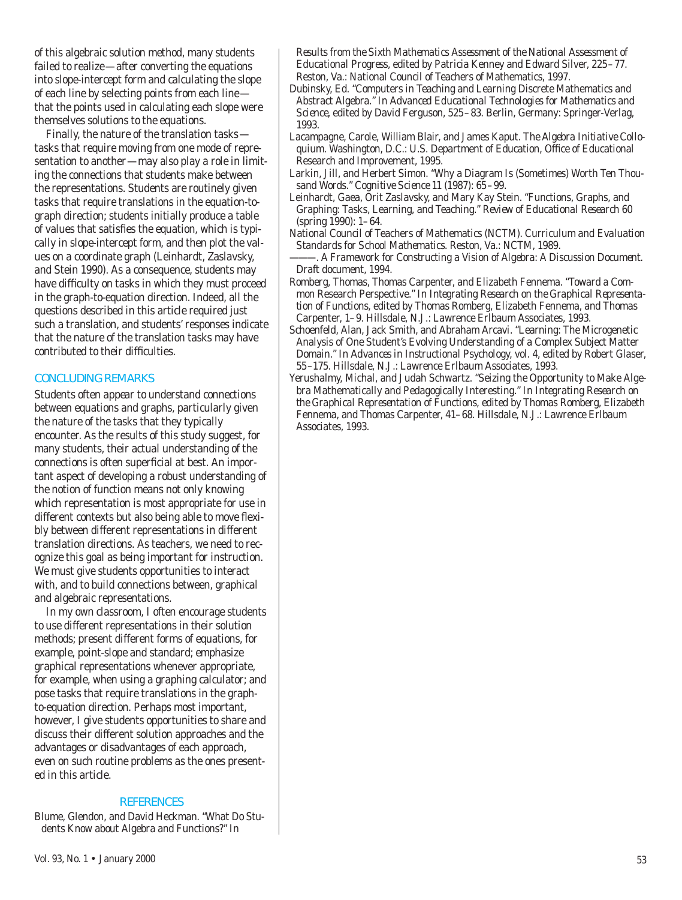of this algebraic solution method, many students failed to realize—after converting the equations into slope-intercept form and calculating the slope of each line by selecting points from each line—that the points used in calculating each slope were themselves solutions to the equations.

Finally, the nature of the translation tasks—tasks that require moving from one mode of representation to another—may also play a role in limiting the connections that students make between the representations. Students are routinely given tasks that require translations in the equation-to-graph direction; students initially produce a table of values that satisfies the equation, which is typically in slope-intercept form, and then plot the values on a coordinate graph (Leinhardt, Zaslavsky, and Stein 1990). As a consequence, students may have difficulty on tasks in which they must proceed in the graph-to-equation direction. Indeed, all the questions described in this article required just such a translation, and students' responses indicate that the nature of the translation tasks may have contributed to their difficulties.

## CONCLUDING REMARKS

Students often appear to understand connections between equations and graphs, particularly given the nature of the tasks that they typically encounter. As the results of this study suggest, for many students, their actual understanding of the connections is often superficial at best. An important aspect of developing a robust understanding of the notion of function means not only knowing which representation is most appropriate for use in different contexts but also being able to move flexibly between different representations in different translation directions. As teachers, we need to recognize this goal as being important for instruction. We must give students opportunities to interact with, and to build connections between, graphical and algebraic representations.

In my own classroom, I often encourage students to use different representations in their solution methods; present different forms of equations, for example, point-slope and standard; emphasize graphical representations whenever appropriate, for example, when using a graphing calculator; and pose tasks that require translations in the graph-to-equation direction. Perhaps most important, however, I give students opportunities to share and discuss their different solution approaches and the advantages or disadvantages of each approach, even on such routine problems as the ones presented in this article.

## REFERENCES

Blume, Glendon, and David Heckman. "What Do Students Know about Algebra and Functions?" In *Results from the Sixth Mathematics Assessment of the National Assessment of Educational Progress*, edited by Patricia Kenney and Edward Silver, 225–77. Reston, Va.: National Council of Teachers of Mathematics, 1997.

Dubinsky, Ed. "Computers in Teaching and Learning Discrete Mathematics and Abstract Algebra." In *Advanced Educational Technologies for Mathematics and Science*, edited by David Ferguson, 525–83. Berlin, Germany: Springer-Verlag, 1993.

Lacampagne, Carole, William Blair, and James Kaput. *The Algebra Initiative Colloquium*. Washington, D.C.: U.S. Department of Education, Office of Educational Research and Improvement, 1995.

Larkin, Jill, and Herbert Simon. "Why a Diagram Is (Sometimes) Worth Ten Thousand Words." *Cognitive Science* 11 (1987): 65–99.

Leinhardt, Gaea, Orit Zaslavsky, and Mary Kay Stein. "Functions, Graphs, and Graphing: Tasks, Learning, and Teaching." *Review of Educational Research* 60 (spring 1990): 1–64.

National Council of Teachers of Mathematics (NCTM). *Curriculum and Evaluation Standards for School Mathematics*. Reston, Va.: NCTM, 1989.

———. *A Framework for Constructing a Vision of Algebra: A Discussion Document*. Draft document, 1994.

Romberg, Thomas, Thomas Carpenter, and Elizabeth Fennema. "Toward a Common Research Perspective." In *Integrating Research on the Graphical Representation of Functions*, edited by Thomas Romberg, Elizabeth Fennema, and Thomas Carpenter, 1–9. Hillsdale, N.J.: Lawrence Erlbaum Associates, 1993.

Schoenfeld, Alan, Jack Smith, and Abraham Arcavi. "Learning: The Microgenetic Analysis of One Student's Evolving Understanding of a Complex Subject Matter Domain." In *Advances in Instructional Psychology*, vol. 4, edited by Robert Glaser, 55–175. Hillsdale, N.J.: Lawrence Erlbaum Associates, 1993.

Yerushalmy, Michal, and Judah Schwartz. "Seizing the Opportunity to Make Algebra Mathematically and Pedagogically Interesting." In *Integrating Research on the Graphical Representation of Functions*, edited by Thomas Romberg, Elizabeth Fennema, and Thomas Carpenter, 41–68. Hillsdale, N.J.: Lawrence Erlbaum Associates, 1993.